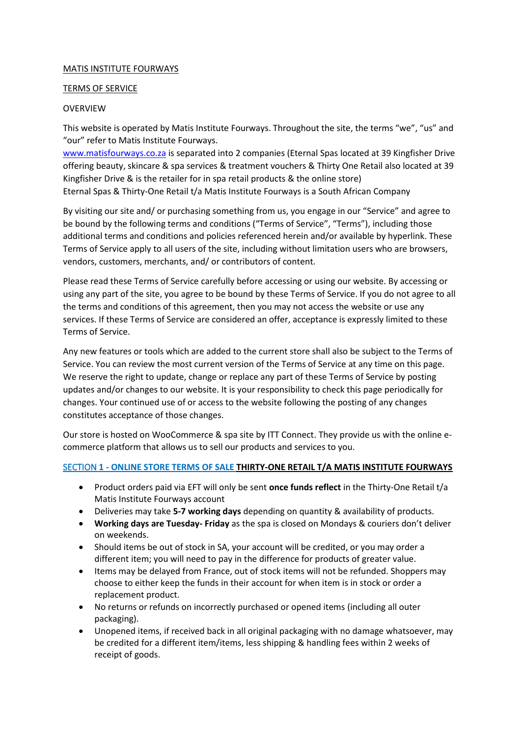MATIS INSTITUTE FOURWAYS

TERMS OF SERVICE

OVERVIEW

This website is operated by Matis Institute Fourways. Throughout the site, the terms “we”, “us” and “our” refer to Matis Institute Fourways.
www.matisfourways.co.za is separated into 2 companies (Eternal Spas located at 39 Kingfisher Drive offering beauty, skincare & spa services & treatment vouchers & Thirty One Retail also located at 39 Kingfisher Drive & is the retailer for in spa retail products & the online store)
Eternal Spas & Thirty-One Retail t/a Matis Institute Fourways is a South African Company

By visiting our site and/ or purchasing something from us, you engage in our “Service” and agree to be bound by the following terms and conditions (“Terms of Service”, “Terms”), including those additional terms and conditions and policies referenced herein and/or available by hyperlink. These Terms of Service apply to all users of the site, including without limitation users who are browsers, vendors, customers, merchants, and/ or contributors of content.

Please read these Terms of Service carefully before accessing or using our website. By accessing or using any part of the site, you agree to be bound by these Terms of Service. If you do not agree to all the terms and conditions of this agreement, then you may not access the website or use any services. If these Terms of Service are considered an offer, acceptance is expressly limited to these Terms of Service.

Any new features or tools which are added to the current store shall also be subject to the Terms of Service. You can review the most current version of the Terms of Service at any time on this page. We reserve the right to update, change or replace any part of these Terms of Service by posting updates and/or changes to our website. It is your responsibility to check this page periodically for changes. Your continued use of or access to the website following the posting of any changes constitutes acceptance of those changes.

Our store is hosted on WooCommerce & spa site by ITT Connect. They provide us with the online e-commerce platform that allows us to sell our products and services to you.

## SECTION **1 - ONLINE STORE TERMS OF SALE THIRTY-ONE RETAIL T/A MATIS INSTITUTE FOURWAYS**

- Product orders paid via EFT will only be sent **once funds reflect** in the Thirty-One Retail t/a Matis Institute Fourways account
- Deliveries may take **5-7 working days** depending on quantity & availability of products.
- **Working days are Tuesday- Friday** as the spa is closed on Mondays & couriers don’t deliver on weekends.
- Should items be out of stock in SA, your account will be credited, or you may order a different item; you will need to pay in the difference for products of greater value.
- Items may be delayed from France, out of stock items will not be refunded. Shoppers may choose to either keep the funds in their account for when item is in stock or order a replacement product.
- No returns or refunds on incorrectly purchased or opened items (including all outer packaging).
- Unopened items, if received back in all original packaging with no damage whatsoever, may be credited for a different item/items, less shipping & handling fees within 2 weeks of receipt of goods.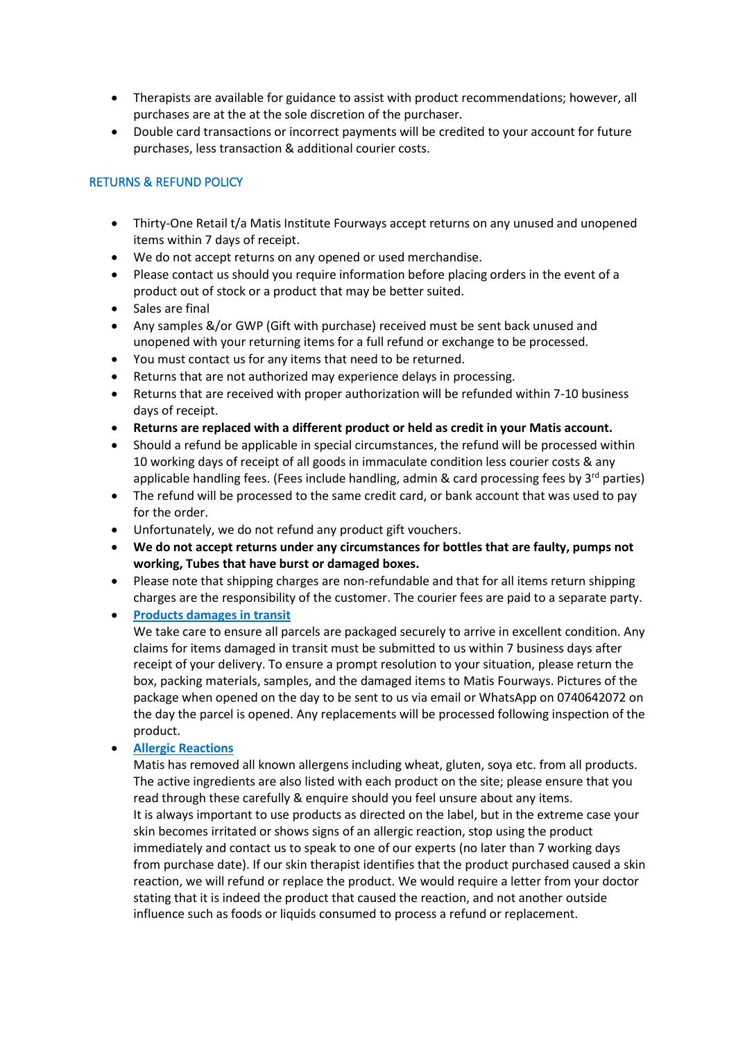- Therapists are available for guidance to assist with product recommendations; however, all purchases are at the at the sole discretion of the purchaser.
- Double card transactions or incorrect payments will be credited to your account for future purchases, less transaction & additional courier costs.

## RETURNS & REFUND POLICY

- Thirty-One Retail t/a Matis Institute Fourways accept returns on any unused and unopened items within 7 days of receipt.
- We do not accept returns on any opened or used merchandise.
- Please contact us should you require information before placing orders in the event of a product out of stock or a product that may be better suited.
- Sales are final
- Any samples &/or GWP (Gift with purchase) received must be sent back unused and unopened with your returning items for a full refund or exchange to be processed.
- You must contact us for any items that need to be returned.
- Returns that are not authorized may experience delays in processing.
- Returns that are received with proper authorization will be refunded within 7-10 business days of receipt.
- **Returns are replaced with a different product or held as credit in your Matis account.**
- Should a refund be applicable in special circumstances, the refund will be processed within 10 working days of receipt of all goods in immaculate condition less courier costs & any applicable handling fees. (Fees include handling, admin & card processing fees by 3rd parties)
- The refund will be processed to the same credit card, or bank account that was used to pay for the order.
- Unfortunately, we do not refund any product gift vouchers.
- **We do not accept returns under any circumstances for bottles that are faulty, pumps not working, Tubes that have burst or damaged boxes.**
- Please note that shipping charges are non-refundable and that for all items return shipping charges are the responsibility of the customer. The courier fees are paid to a separate party.
- **Products damages in transit**
  We take care to ensure all parcels are packaged securely to arrive in excellent condition. Any claims for items damaged in transit must be submitted to us within 7 business days after receipt of your delivery. To ensure a prompt resolution to your situation, please return the box, packing materials, samples, and the damaged items to Matis Fourways. Pictures of the package when opened on the day to be sent to us via email or WhatsApp on 0740642072 on the day the parcel is opened. Any replacements will be processed following inspection of the product.
- **Allergic Reactions**
  Matis has removed all known allergens including wheat, gluten, soya etc. from all products. The active ingredients are also listed with each product on the site; please ensure that you read through these carefully & enquire should you feel unsure about any items.
  It is always important to use products as directed on the label, but in the extreme case your skin becomes irritated or shows signs of an allergic reaction, stop using the product immediately and contact us to speak to one of our experts (no later than 7 working days from purchase date). If our skin therapist identifies that the product purchased caused a skin reaction, we will refund or replace the product. We would require a letter from your doctor stating that it is indeed the product that caused the reaction, and not another outside influence such as foods or liquids consumed to process a refund or replacement.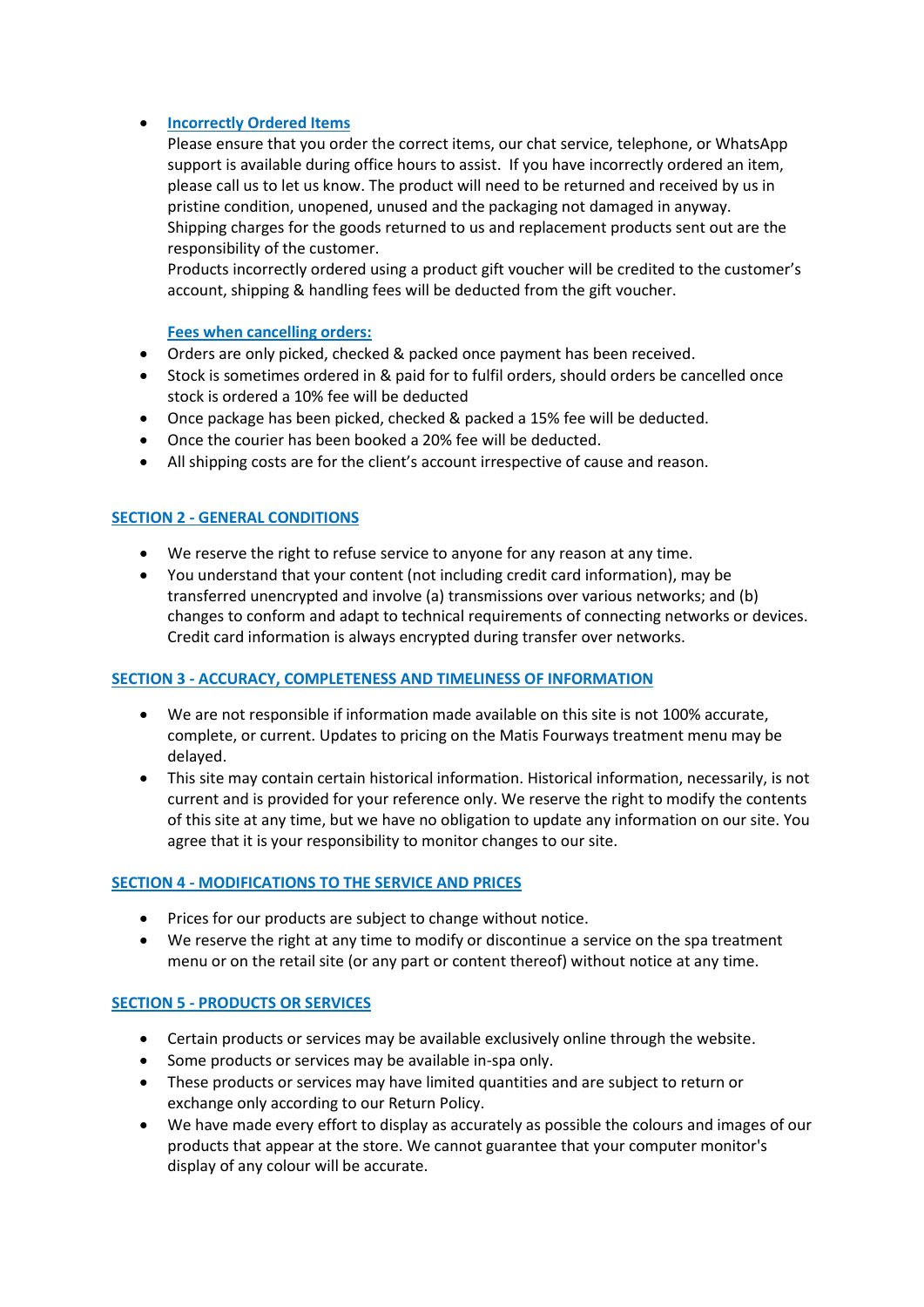- **Incorrectly Ordered Items**
  Please ensure that you order the correct items, our chat service, telephone, or WhatsApp support is available during office hours to assist. If you have incorrectly ordered an item, please call us to let us know. The product will need to be returned and received by us in pristine condition, unopened, unused and the packaging not damaged in anyway.
  Shipping charges for the goods returned to us and replacement products sent out are the responsibility of the customer.
  Products incorrectly ordered using a product gift voucher will be credited to the customer's account, shipping & handling fees will be deducted from the gift voucher.

  **Fees when cancelling orders:**

- Orders are only picked, checked & packed once payment has been received.
- Stock is sometimes ordered in & paid for to fulfil orders, should orders be cancelled once stock is ordered a 10% fee will be deducted
- Once package has been picked, checked & packed a 15% fee will be deducted.
- Once the courier has been booked a 20% fee will be deducted.
- All shipping costs are for the client's account irrespective of cause and reason.

## SECTION 2 - GENERAL CONDITIONS

- We reserve the right to refuse service to anyone for any reason at any time.
- You understand that your content (not including credit card information), may be transferred unencrypted and involve (a) transmissions over various networks; and (b) changes to conform and adapt to technical requirements of connecting networks or devices. Credit card information is always encrypted during transfer over networks.

## SECTION 3 - ACCURACY, COMPLETENESS AND TIMELINESS OF INFORMATION

- We are not responsible if information made available on this site is not 100% accurate, complete, or current. Updates to pricing on the Matis Fourways treatment menu may be delayed.
- This site may contain certain historical information. Historical information, necessarily, is not current and is provided for your reference only. We reserve the right to modify the contents of this site at any time, but we have no obligation to update any information on our site. You agree that it is your responsibility to monitor changes to our site.

## SECTION 4 - MODIFICATIONS TO THE SERVICE AND PRICES

- Prices for our products are subject to change without notice.
- We reserve the right at any time to modify or discontinue a service on the spa treatment menu or on the retail site (or any part or content thereof) without notice at any time.

## SECTION 5 - PRODUCTS OR SERVICES

- Certain products or services may be available exclusively online through the website.
- Some products or services may be available in-spa only.
- These products or services may have limited quantities and are subject to return or exchange only according to our Return Policy.
- We have made every effort to display as accurately as possible the colours and images of our products that appear at the store. We cannot guarantee that your computer monitor's display of any colour will be accurate.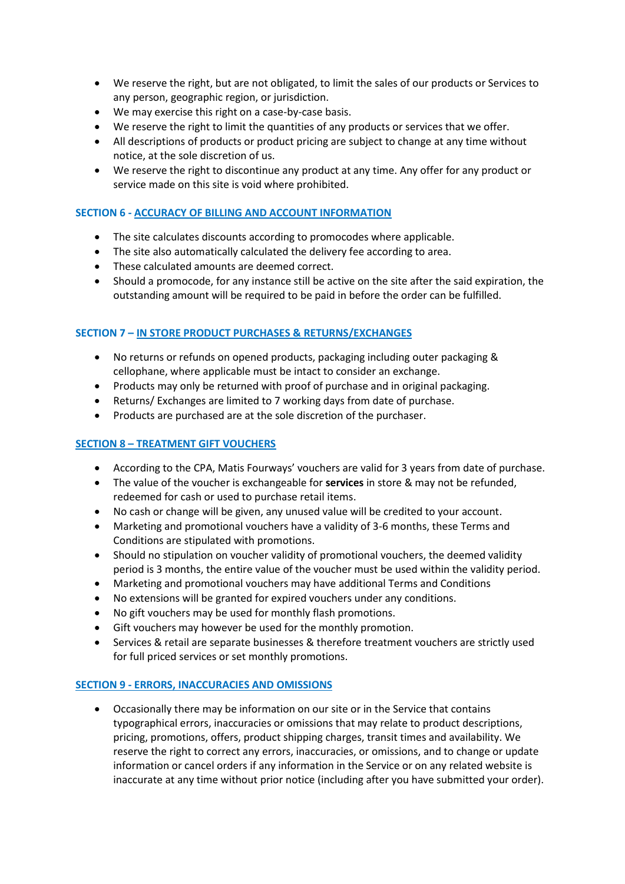- We reserve the right, but are not obligated, to limit the sales of our products or Services to any person, geographic region, or jurisdiction.
- We may exercise this right on a case-by-case basis.
- We reserve the right to limit the quantities of any products or services that we offer.
- All descriptions of products or product pricing are subject to change at any time without notice, at the sole discretion of us.
- We reserve the right to discontinue any product at any time. Any offer for any product or service made on this site is void where prohibited.

## SECTION 6 - ACCURACY OF BILLING AND ACCOUNT INFORMATION

- The site calculates discounts according to promocodes where applicable.
- The site also automatically calculated the delivery fee according to area.
- These calculated amounts are deemed correct.
- Should a promocode, for any instance still be active on the site after the said expiration, the outstanding amount will be required to be paid in before the order can be fulfilled.

## SECTION 7 – IN STORE PRODUCT PURCHASES & RETURNS/EXCHANGES

- No returns or refunds on opened products, packaging including outer packaging & cellophane, where applicable must be intact to consider an exchange.
- Products may only be returned with proof of purchase and in original packaging.
- Returns/ Exchanges are limited to 7 working days from date of purchase.
- Products are purchased are at the sole discretion of the purchaser.

## SECTION 8 – TREATMENT GIFT VOUCHERS

- According to the CPA, Matis Fourways' vouchers are valid for 3 years from date of purchase.
- The value of the voucher is exchangeable for **services** in store & may not be refunded, redeemed for cash or used to purchase retail items.
- No cash or change will be given, any unused value will be credited to your account.
- Marketing and promotional vouchers have a validity of 3-6 months, these Terms and Conditions are stipulated with promotions.
- Should no stipulation on voucher validity of promotional vouchers, the deemed validity period is 3 months, the entire value of the voucher must be used within the validity period.
- Marketing and promotional vouchers may have additional Terms and Conditions
- No extensions will be granted for expired vouchers under any conditions.
- No gift vouchers may be used for monthly flash promotions.
- Gift vouchers may however be used for the monthly promotion.
- Services & retail are separate businesses & therefore treatment vouchers are strictly used for full priced services or set monthly promotions.

## SECTION 9 - ERRORS, INACCURACIES AND OMISSIONS

- Occasionally there may be information on our site or in the Service that contains typographical errors, inaccuracies or omissions that may relate to product descriptions, pricing, promotions, offers, product shipping charges, transit times and availability. We reserve the right to correct any errors, inaccuracies, or omissions, and to change or update information or cancel orders if any information in the Service or on any related website is inaccurate at any time without prior notice (including after you have submitted your order).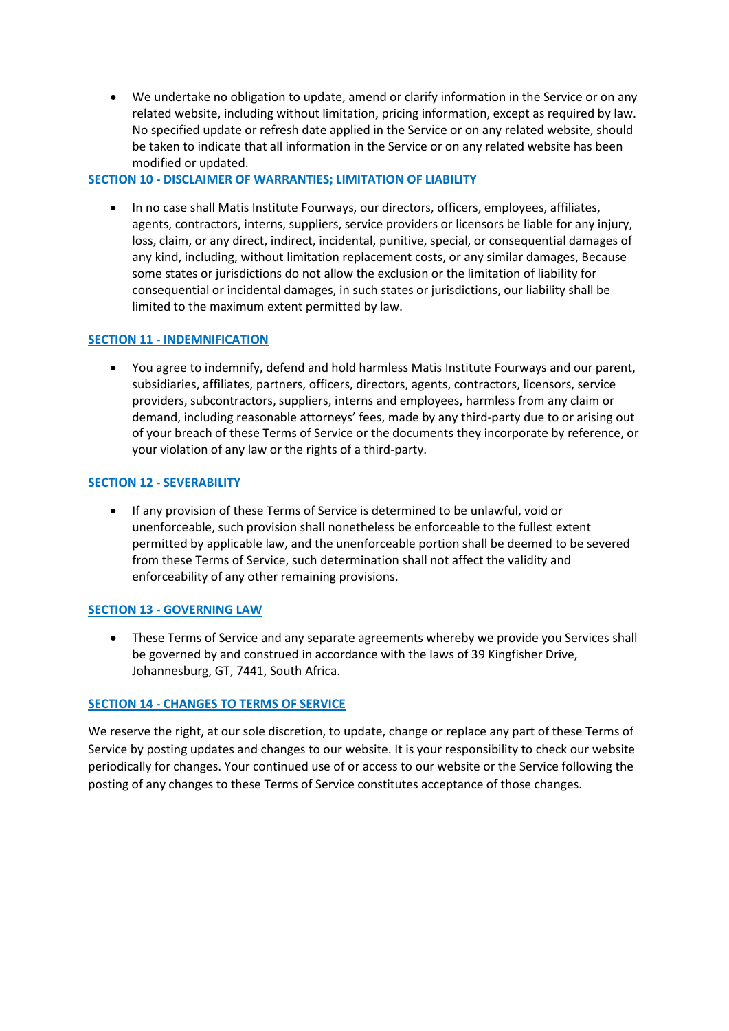- We undertake no obligation to update, amend or clarify information in the Service or on any related website, including without limitation, pricing information, except as required by law. No specified update or refresh date applied in the Service or on any related website, should be taken to indicate that all information in the Service or on any related website has been modified or updated.

## SECTION 10 - DISCLAIMER OF WARRANTIES; LIMITATION OF LIABILITY

- In no case shall Matis Institute Fourways, our directors, officers, employees, affiliates, agents, contractors, interns, suppliers, service providers or licensors be liable for any injury, loss, claim, or any direct, indirect, incidental, punitive, special, or consequential damages of any kind, including, without limitation replacement costs, or any similar damages, Because some states or jurisdictions do not allow the exclusion or the limitation of liability for consequential or incidental damages, in such states or jurisdictions, our liability shall be limited to the maximum extent permitted by law.

## SECTION 11 - INDEMNIFICATION

- You agree to indemnify, defend and hold harmless Matis Institute Fourways and our parent, subsidiaries, affiliates, partners, officers, directors, agents, contractors, licensors, service providers, subcontractors, suppliers, interns and employees, harmless from any claim or demand, including reasonable attorneys' fees, made by any third-party due to or arising out of your breach of these Terms of Service or the documents they incorporate by reference, or your violation of any law or the rights of a third-party.

## SECTION 12 - SEVERABILITY

- If any provision of these Terms of Service is determined to be unlawful, void or unenforceable, such provision shall nonetheless be enforceable to the fullest extent permitted by applicable law, and the unenforceable portion shall be deemed to be severed from these Terms of Service, such determination shall not affect the validity and enforceability of any other remaining provisions.

## SECTION 13 - GOVERNING LAW

- These Terms of Service and any separate agreements whereby we provide you Services shall be governed by and construed in accordance with the laws of 39 Kingfisher Drive, Johannesburg, GT, 7441, South Africa.

## SECTION 14 - CHANGES TO TERMS OF SERVICE

We reserve the right, at our sole discretion, to update, change or replace any part of these Terms of Service by posting updates and changes to our website. It is your responsibility to check our website periodically for changes. Your continued use of or access to our website or the Service following the posting of any changes to these Terms of Service constitutes acceptance of those changes.